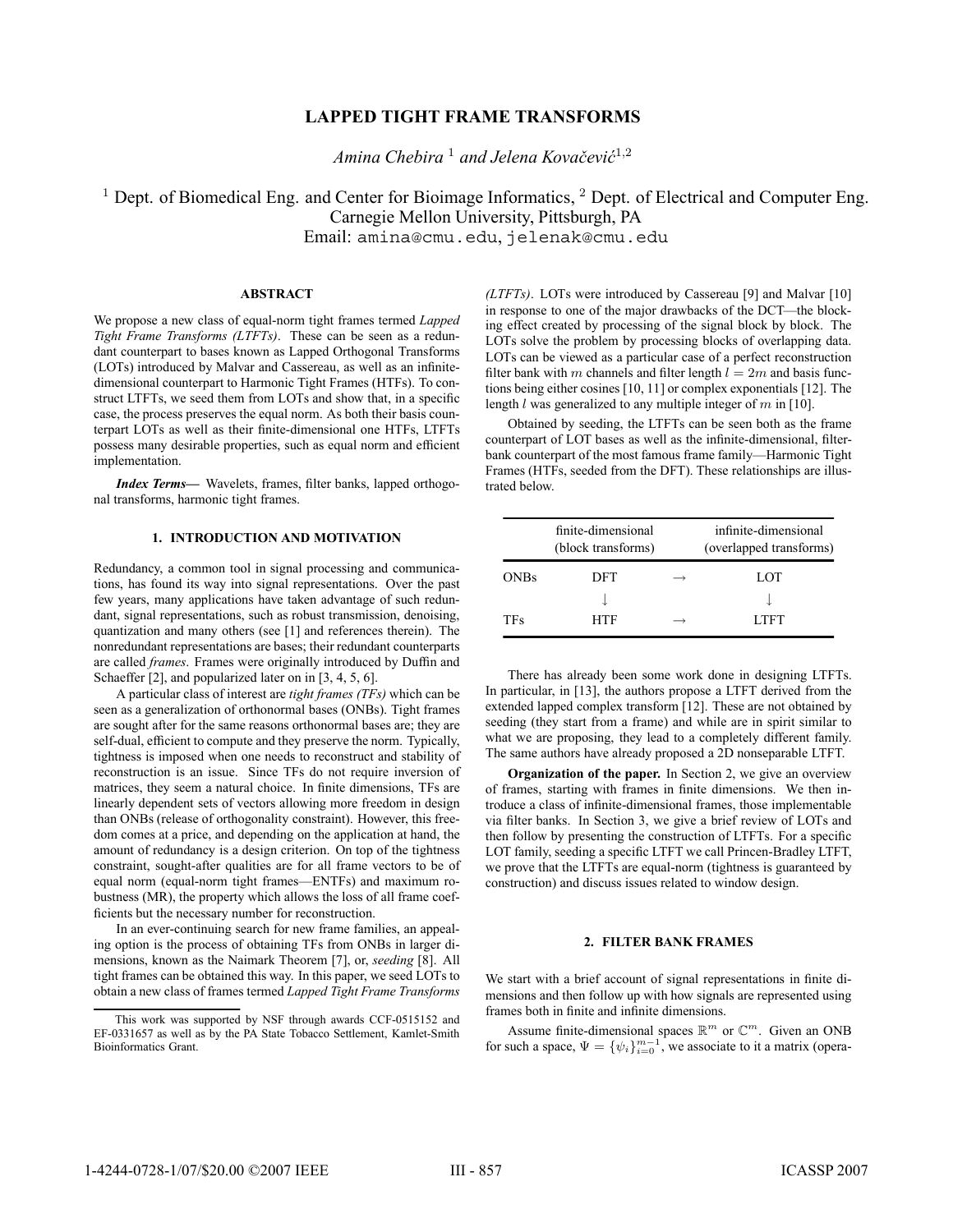# LAPPED TIGHT FRAME TRANSFORMS

*Amina Chebira* [1] *and Jelena Kovačević* [1,2]

[1] Dept. of Biomedical Eng. and Center for Bioimage Informatics, [2] Dept. of Electrical and Computer Eng.
Carnegie Mellon University, Pittsburgh, PA
Email: amina@cmu.edu, jelenak@cmu.edu

### ABSTRACT

We propose a new class of equal-norm tight frames termed *Lapped Tight Frame Transforms (LTFTs)*. These can be seen as a redundant counterpart to bases known as Lapped Orthogonal Transforms (LOTs) introduced by Malvar and Cassereau, as well as an infinite-dimensional counterpart to Harmonic Tight Frames (HTFs). To construct LTFTs, we seed them from LOTs and show that, in a specific case, the process preserves the equal norm. As both their basis counterpart LOTs as well as their finite-dimensional one HTFs, LTFTs possess many desirable properties, such as equal norm and efficient implementation.

***Index Terms***— Wavelets, frames, filter banks, lapped orthogonal transforms, harmonic tight frames.

## 1. INTRODUCTION AND MOTIVATION

Redundancy, a common tool in signal processing and communications, has found its way into signal representations. Over the past few years, many applications have taken advantage of such redundant, signal representations, such as robust transmission, denoising, quantization and many others (see [1] and references therein). The nonredundant representations are bases; their redundant counterparts are called *frames*. Frames were originally introduced by Duffin and Schaeffer [2], and popularized later on in [3, 4, 5, 6].

A particular class of interest are *tight frames (TFs)* which can be seen as a generalization of orthonormal bases (ONBs). Tight frames are sought after for the same reasons orthonormal bases are; they are self-dual, efficient to compute and they preserve the norm. Typically, tightness is imposed when one needs to reconstruct and stability of reconstruction is an issue. Since TFs do not require inversion of matrices, they seem a natural choice. In finite dimensions, TFs are linearly dependent sets of vectors allowing more freedom in design than ONBs (release of orthogonality constraint). However, this freedom comes at a price, and depending on the application at hand, the amount of redundancy is a design criterion. On top of the tightness constraint, sought-after qualities are for all frame vectors to be of equal norm (equal-norm tight frames—ENTFs) and maximum robustness (MR), the property which allows the loss of all frame coefficients but the necessary number for reconstruction.

In an ever-continuing search for new frame families, an appealing option is the process of obtaining TFs from ONBs in larger dimensions, known as the Naimark Theorem [7], or, *seeding* [8]. All tight frames can be obtained this way. In this paper, we seed LOTs to obtain a new class of frames termed *Lapped Tight Frame Transforms (LTFTs)*. LOTs were introduced by Cassereau [9] and Malvar [10] in response to one of the major drawbacks of the DCT—the blocking effect created by processing of the signal block by block. The LOTs solve the problem by processing blocks of overlapping data. LOTs can be viewed as a particular case of a perfect reconstruction filter bank with $m$ channels and filter length $l = 2m$ and basis functions being either cosines [10, 11] or complex exponentials [12]. The length $l$ was generalized to any multiple integer of $m$ in [10].

Obtained by seeding, the LTFTs can be seen both as the frame counterpart of LOT bases as well as the infinite-dimensional, filter-bank counterpart of the most famous frame family—Harmonic Tight Frames (HTFs, seeded from the DFT). These relationships are illustrated below.

| | finite-dimensional (block transforms) | | infinite-dimensional (overlapped transforms) |
|---|---|---|---|
| ONBs | DFT | → | LOT |
| | ↓ | | ↓ |
| TFs | HTF | → | LTFT |

There has already been some work done in designing LTFTs. In particular, in [13], the authors propose a LTFT derived from the extended lapped complex transform [12]. These are not obtained by seeding (they start from a frame) and while are in spirit similar to what we are proposing, they lead to a completely different family. The same authors have already proposed a 2D nonseparable LTFT.

**Organization of the paper.** In Section 2, we give an overview of frames, starting with frames in finite dimensions. We then introduce a class of infinite-dimensional frames, those implementable via filter banks. In Section 3, we give a brief review of LOTs and then follow by presenting the construction of LTFTs. For a specific LOT family, seeding a specific LTFT we call Princen-Bradley LTFT, we prove that the LTFTs are equal-norm (tightness is guaranteed by construction) and discuss issues related to window design.

## 2. FILTER BANK FRAMES

We start with a brief account of signal representations in finite dimensions and then follow up with how signals are represented using frames both in finite and infinite dimensions.

Assume finite-dimensional spaces $\mathbb{R}^m$ or $\mathbb{C}^m$. Given an ONB for such a space, $\Psi = \{\psi_i\}_{i=0}^{m-1}$, we associate to it a matrix (opera-

This work was supported by NSF through awards CCF-0515152 and EF-0331657 as well as by the PA State Tobacco Settlement, Kamlet-Smith Bioinformatics Grant.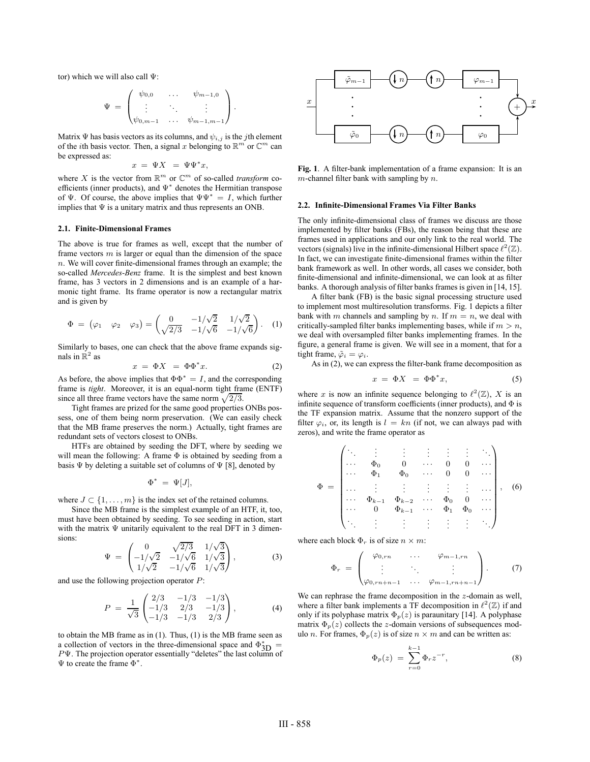tor) which we will also call $\Psi$:

$$\Psi = \begin{pmatrix} \psi_{0,0} & \dots & \psi_{m-1,0} \\ \vdots & \ddots & \vdots \\ \psi_{0,m-1} & \dots & \psi_{m-1,m-1} \end{pmatrix}.$$

Matrix $\Psi$ has basis vectors as its columns, and $\psi_{i,j}$ is the $j$th element of the $i$th basis vector. Then, a signal $x$ belonging to $\mathbb{R}^m$ or $\mathbb{C}^m$ can be expressed as:

$$x = \Psi X = \Psi \Psi^* x,$$

where $X$ is the vector from $\mathbb{R}^m$ or $\mathbb{C}^m$ of so-called *transform* coefficients (inner products), and $\Psi^*$ denotes the Hermitian transpose of $\Psi$. Of course, the above implies that $\Psi\Psi^* = I$, which further implies that $\Psi$ is a unitary matrix and thus represents an ONB.

### 2.1. Finite-Dimensional Frames

The above is true for frames as well, except that the number of frame vectors $m$ is larger or equal than the dimension of the space $n$. We will cover finite-dimensional frames through an example; the so-called *Mercedes-Benz* frame. It is the simplest and best known frame, has 3 vectors in 2 dimensions and is an example of a harmonic tight frame. Its frame operator is now a rectangular matrix and is given by

$$\Phi = \begin{pmatrix} \varphi_1 & \varphi_2 & \varphi_3 \end{pmatrix} = \begin{pmatrix} 0 & -1/\sqrt{2} & 1/\sqrt{2} \\ \sqrt{2/3} & -1/\sqrt{6} & -1/\sqrt{6} \end{pmatrix}. \quad (1)$$

Similarly to bases, one can check that the above frame expands signals in $\mathbb{R}^2$ as

$$x = \Phi X = \Phi\Phi^* x. \quad (2)$$

As before, the above implies that $\Phi\Phi^* = I$, and the corresponding frame is *tight*. Moreover, it is an equal-norm tight frame (ENTF) since all three frame vectors have the same norm $\sqrt{2/3}$.

Tight frames are prized for the same good properties ONBs possess, one of them being norm preservation. (We can easily check that the MB frame preserves the norm.) Actually, tight frames are redundant sets of vectors closest to ONBs.

HTFs are obtained by seeding the DFT, where by seeding we will mean the following: A frame $\Phi$ is obtained by seeding from a basis $\Psi$ by deleting a suitable set of columns of $\Psi$ [8], denoted by

$$\Phi^* = \Psi[J],$$

where $J \subset \{1, \dots, m\}$ is the index set of the retained columns.

Since the MB frame is the simplest example of an HTF, it, too, must have been obtained by seeding. To see seeding in action, start with the matrix $\Psi$ unitarily equivalent to the real DFT in 3 dimensions:

$$\Psi = \begin{pmatrix} 0 & \sqrt{2/3} & 1/\sqrt{3} \\ -1/\sqrt{2} & -1/\sqrt{6} & 1/\sqrt{3} \\ 1/\sqrt{2} & -1/\sqrt{6} & 1/\sqrt{3} \end{pmatrix}, \quad (3)$$

and use the following projection operator $P$:

$$P = \frac{1}{\sqrt{3}} \begin{pmatrix} 2/3 & -1/3 & -1/3 \\ -1/3 & 2/3 & -1/3 \\ -1/3 & -1/3 & 2/3 \end{pmatrix}, \quad (4)$$

to obtain the MB frame as in (1). Thus, (1) is the MB frame seen as a collection of vectors in the three-dimensional space and $\Phi^*_{3\mathrm{D}} = P\Psi$. The projection operator essentially "deletes" the last column of $\Psi$ to create the frame $\Phi^*$.

**Fig. 1**. A filter-bank implementation of a frame expansion: It is an $m$-channel filter bank with sampling by $n$.

### 2.2. Infinite-Dimensional Frames Via Filter Banks

The only infinite-dimensional class of frames we discuss are those implemented by filter banks (FBs), the reason being that these are frames used in applications and our only link to the real world. The vectors (signals) live in the infinite-dimensional Hilbert space $\ell^2(\mathbb{Z})$. In fact, we can investigate finite-dimensional frames within the filter bank framework as well. In other words, all cases we consider, both finite-dimensional and infinite-dimensional, we can look at as filter banks. A thorough analysis of filter banks frames is given in [14, 15].

A filter bank (FB) is the basic signal processing structure used to implement most multiresolution transforms. Fig. 1 depicts a filter bank with $m$ channels and sampling by $n$. If $m = n$, we deal with critically-sampled filter banks implementing bases, while if $m > n$, we deal with oversampled filter banks implementing frames. In the figure, a general frame is given. We will see in a moment, that for a tight frame, $\tilde{\varphi}_i = \varphi_i$.

As in (2), we can express the filter-bank frame decomposition as

$$x = \Phi X = \Phi\Phi^* x, \quad (5)$$

where $x$ is now an infinite sequence belonging to $\ell^2(\mathbb{Z})$, $X$ is an infinite sequence of transform coefficients (inner products), and $\Phi$ is the TF expansion matrix. Assume that the nonzero support of the filter $\varphi_i$, or, its length is $l = kn$ (if not, we can always pad with zeros), and write the frame operator as

$$\Phi = \begin{pmatrix} \ddots & \vdots & \vdots & \vdots & \vdots & \vdots & \ddots \\ \cdots & \Phi_0 & 0 & \cdots & 0 & 0 & \cdots \\ \cdots & \Phi_1 & \Phi_0 & \cdots & 0 & 0 & \cdots \\ \dots & \vdots & \vdots & \vdots & \vdots & \vdots & \dots \\ \cdots & \Phi_{k-1} & \Phi_{k-2} & \cdots & \Phi_0 & 0 & \cdots \\ \cdots & 0 & \Phi_{k-1} & \cdots & \Phi_1 & \Phi_0 & \cdots \\ \ddots & \vdots & \vdots & \vdots & \vdots & \vdots & \ddots \end{pmatrix}, \quad (6)$$

where each block $\Phi_r$ is of size $n \times m$:

$$\Phi_r = \begin{pmatrix} \varphi_{0,rn} & \cdots & \varphi_{m-1,rn} \\ \vdots & \ddots & \vdots \\ \varphi_{0,rn+n-1} & \cdots & \varphi_{m-1,rn+n-1} \end{pmatrix}. \quad (7)$$

We can rephrase the frame decomposition in the $z$-domain as well, where a filter bank implements a TF decomposition in $\ell^2(\mathbb{Z})$ if and only if its polyphase matrix $\Phi_p(z)$ is paraunitary [14]. A polyphase matrix $\Phi_p(z)$ collects the $z$-domain versions of subsequences modulo $n$. For frames, $\Phi_p(z)$ is of size $n \times m$ and can be written as:

$$\Phi_p(z) = \sum_{r=0}^{k-1} \Phi_r z^{-r}, \quad (8)$$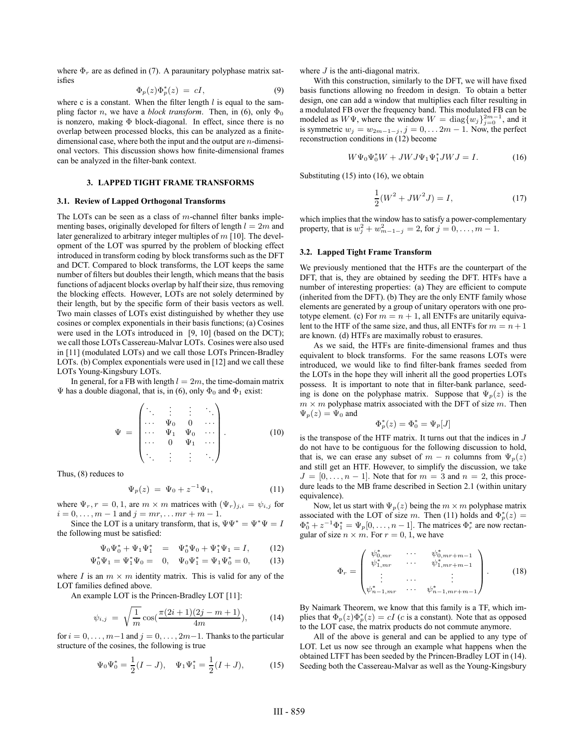where $\Phi_r$ are as defined in (7). A paraunitary polyphase matrix satisfies

$$\Phi_p(z)\Phi_p^*(z) \;=\; cI, \tag{9}$$

where c is a constant. When the filter length $l$ is equal to the sampling factor $n$, we have a *block transform*. Then, in (6), only $\Phi_0$ is nonzero, making $\Phi$ block-diagonal. In effect, since there is no overlap between processed blocks, this can be analyzed as a finite-dimensional case, where both the input and the output are $n$-dimensional vectors. This discussion shows how finite-dimensional frames can be analyzed in the filter-bank context.

## 3. LAPPED TIGHT FRAME TRANSFORMS

### 3.1. Review of Lapped Orthogonal Transforms

The LOTs can be seen as a class of $m$-channel filter banks implementing bases, originally developed for filters of length $l = 2m$ and later generalized to arbitrary integer multiples of $m$ [10]. The development of the LOT was spurred by the problem of blocking effect introduced in transform coding by block transforms such as the DFT and DCT. Compared to block transforms, the LOT keeps the same number of filters but doubles their length, which means that the basis functions of adjacent blocks overlap by half their size, thus removing the blocking effects. However, LOTs are not solely determined by their length, but by the specific form of their basis vectors as well. Two main classes of LOTs exist distinguished by whether they use cosines or complex exponentials in their basis functions; (a) Cosines were used in the LOTs introduced in [9, 10] (based on the DCT); we call those LOTs Cassereau-Malvar LOTs. Cosines were also used in [11] (modulated LOTs) and we call those LOTs Princen-Bradley LOTs. (b) Complex exponentials were used in [12] and we call these LOTs Young-Kingsbury LOTs.

In general, for a FB with length $l = 2m$, the time-domain matrix $\Psi$ has a double diagonal, that is, in (6), only $\Phi_0$ and $\Phi_1$ exist:

$$\Psi \;=\; \begin{pmatrix} \ddots & \vdots & \vdots & \ddots \\ \cdots & \Psi_0 & 0 & \cdots \\ \cdots & \Psi_1 & \Psi_0 & \cdots \\ \cdots & 0 & \Psi_1 & \cdots \\ \ddots & \vdots & \vdots & \ddots \end{pmatrix}. \tag{10}$$

Thus, (8) reduces to

$$\Psi_p(z) \;=\; \Psi_0 + z^{-1}\Psi_1, \tag{11}$$

where $\Psi_r, r = 0, 1$, are $m \times m$ matrices with $(\Psi_r)_{j,i} = \psi_{i,j}$ for $i = 0, \ldots, m-1$ and $j = mr, \ldots mr + m - 1$.

Since the LOT is a unitary transform, that is, $\Psi\Psi^* = \Psi^*\Psi = I$ the following must be satisfied:

$$\Psi_0\Psi_0^* + \Psi_1\Psi_1^* \;=\; \Psi_0^*\Psi_0 + \Psi_1^*\Psi_1 = I, \tag{12}$$

$$\Psi_0^*\Psi_1 = \Psi_1^*\Psi_0 = \;0, \quad \Psi_0\Psi_1^* = \Psi_1\Psi_0^* = 0, \tag{13}$$

where $I$ is an $m \times m$ identity matrix. This is valid for any of the LOT families defined above.

An example LOT is the Princen-Bradley LOT [11]:

$$\psi_{i,j} \;=\; \sqrt{\frac{1}{m}}\cos\left(\frac{\pi(2i+1)(2j-m+1)}{4m}\right), \tag{14}$$

for $i = 0, \ldots, m-1$ and $j = 0, \ldots, 2m-1$. Thanks to the particular structure of the cosines, the following is true

$$\Psi_0\Psi_0^* = \frac{1}{2}(I - J), \quad \Psi_1\Psi_1^* = \frac{1}{2}(I + J), \tag{15}$$

where $J$ is the anti-diagonal matrix.

With this construction, similarly to the DFT, we will have fixed basis functions allowing no freedom in design. To obtain a better design, one can add a window that multiplies each filter resulting in a modulated FB over the frequency band. This modulated FB can be modeled as $W\Psi$, where the window $W = \text{diag}\{w_j\}_{j=0}^{2m-1}$, and it is symmetric $w_j = w_{2m-1-j}, j = 0, \ldots 2m-1$. Now, the perfect reconstruction conditions in (12) become

$$W\Psi_0\Psi_0^*W + JWJ\Psi_1\Psi_1^*JWJ = I. \tag{16}$$

Substituting (15) into (16), we obtain

$$\frac{1}{2}(W^2 + JW^2J) = I, \tag{17}$$

which implies that the window has to satisfy a power-complementary property, that is $w_j^2 + w_{m-1-j}^2 = 2$, for $j = 0, \ldots, m-1$.

### 3.2. Lapped Tight Frame Transform

We previously mentioned that the HTFs are the counterpart of the DFT, that is, they are obtained by seeding the DFT. HTFs have a number of interesting properties: (a) They are efficient to compute (inherited from the DFT). (b) They are the only ENTF family whose elements are generated by a group of unitary operators with one prototype element. (c) For $m = n+1$, all ENTFs are unitarily equivalent to the HTF of the same size, and thus, all ENTFs for $m = n+1$ are known. (d) HTFs are maximally robust to erasures.

As we said, the HTFs are finite-dimensional frames and thus equivalent to block transforms. For the same reasons LOTs were introduced, we would like to find filter-bank frames seeded from the LOTs in the hope they will inherit all the good properties LOTs possess. It is important to note that in filter-bank parlance, seeding is done on the polyphase matrix. Suppose that $\Psi_p(z)$ is the $m \times m$ polyphase matrix associated with the DFT of size $m$. Then $\Psi_p(z) = \Psi_0$ and

$$\Phi_p^*(z) = \Phi_0^* = \Psi_p[J]$$

is the transpose of the HTF matrix. It turns out that the indices in $J$ do not have to be contiguous for the following discussion to hold, that is, we can erase any subset of $m - n$ columns from $\Psi_p(z)$ and still get an HTF. However, to simplify the discussion, we take $J = [0, \ldots, n-1]$. Note that for $m = 3$ and $n = 2$, this procedure leads to the MB frame described in Section 2.1 (within unitary equivalence).

Now, let us start with $\Psi_p(z)$ being the $m \times m$ polyphase matrix associated with the LOT of size $m$. Then (11) holds and $\Phi_p^*(z) = \Phi_0^* + z^{-1}\Phi_1^* = \Psi_p[0, \ldots, n-1]$. The matrices $\Phi_r^*$ are now rectangular of size $n \times m$. For $r = 0, 1$, we have

$$\Phi_r = \begin{pmatrix} \psi_{0,mr}^* & \cdots & \psi_{0,mr+m-1}^* \\ \psi_{1,mr}^* & \cdots & \psi_{1,mr+m-1}^* \\ \vdots & \cdots & \vdots \\ \psi_{n-1,mr}^* & \cdots & \psi_{n-1,mr+m-1}^* \end{pmatrix}. \tag{18}$$

By Naimark Theorem, we know that this family is a TF, which implies that $\Phi_p(z)\Phi_p^*(z) = cI$ ($c$ is a constant). Note that as opposed to the LOT case, the matrix products do not commute anymore.

All of the above is general and can be applied to any type of LOT. Let us now see through an example what happens when the obtained LTFT has been seeded by the Princen-Bradley LOT in (14). Seeding both the Cassereau-Malvar as well as the Young-Kingsbury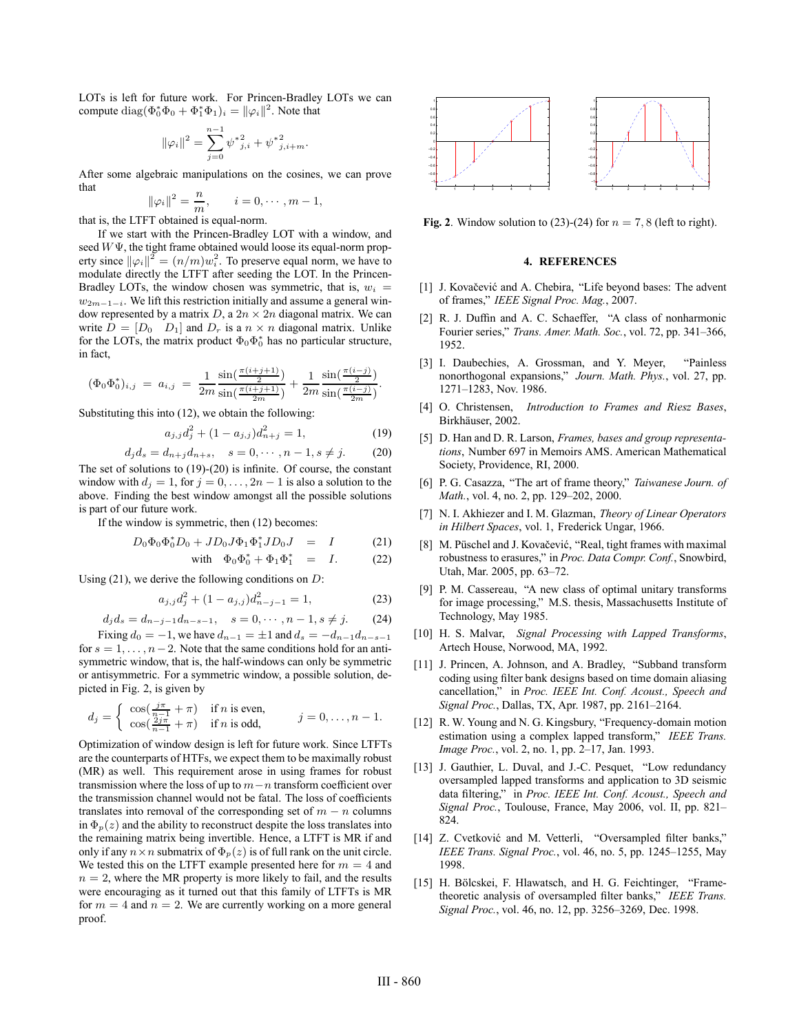LOTs is left for future work. For Princen-Bradley LOTs we can compute $\mathrm{diag}(\Phi_0^*\Phi_0 + \Phi_1^*\Phi_1)_i = \|\varphi_i\|^2$. Note that

$$\|\varphi_i\|^2 = \sum_{j=0}^{n-1} {\psi^*}_{j,i}^2 + {\psi^*}_{j,i+m}^2.$$

After some algebraic manipulations on the cosines, we can prove that

$$\|\varphi_i\|^2 = \frac{n}{m}, \qquad i = 0, \cdots, m-1,$$

that is, the LTFT obtained is equal-norm.

If we start with the Princen-Bradley LOT with a window, and seed $W\Psi$, the tight frame obtained would loose its equal-norm property since $\|\varphi_i\|^2 = (n/m)w_i^2$. To preserve equal norm, we have to modulate directly the LTFT after seeding the LOT. In the Princen-Bradley LOTs, the window chosen was symmetric, that is, $w_i = w_{2m-1-i}$. We lift this restriction initially and assume a general window represented by a matrix $D$, a $2n \times 2n$ diagonal matrix. We can write $D = [D_0 \quad D_1]$ and $D_r$ is a $n \times n$ diagonal matrix. Unlike for the LOTs, the matrix product $\Phi_0\Phi_0^*$ has no particular structure, in fact,

$$(\Phi_0\Phi_0^*)_{i,j} = a_{i,j} = \frac{1}{2m}\frac{\sin(\frac{\pi(i+j+1)}{2})}{\sin(\frac{\pi(i+j+1)}{2m})} + \frac{1}{2m}\frac{\sin(\frac{\pi(i-j)}{2})}{\sin(\frac{\pi(i-j)}{2m})}.$$

Substituting this into (12), we obtain the following:

$$a_{j,j}d_j^2 + (1 - a_{j,j})d_{n+j}^2 = 1, \tag{19}$$

$$d_j d_s = d_{n+j}d_{n+s}, \quad s = 0, \cdots, n-1, s \neq j. \tag{20}$$

The set of solutions to (19)-(20) is infinite. Of course, the constant window with $d_j = 1$, for $j = 0, \ldots, 2n-1$ is also a solution to the above. Finding the best window amongst all the possible solutions is part of our future work.

If the window is symmetric, then (12) becomes:

$$D_0\Phi_0\Phi_0^*D_0 + JD_0J\Phi_1\Phi_1^*JD_0J = I \tag{21}$$

$$\text{with} \quad \Phi_0\Phi_0^* + \Phi_1\Phi_1^* = I. \tag{22}$$

Using (21), we derive the following conditions on $D$:

$$a_{j,j}d_j^2 + (1 - a_{j,j})d_{n-j-1}^2 = 1, \tag{23}$$

$$d_j d_s = d_{n-j-1}d_{n-s-1}, \quad s = 0, \cdots, n-1, s \neq j. \tag{24}$$

Fixing $d_0 = -1$, we have $d_{n-1} = \pm 1$ and $d_s = -d_{n-1}d_{n-s-1}$ for $s = 1, \ldots, n-2$. Note that the same conditions hold for an antisymmetric window, that is, the half-windows can only be symmetric or antisymmetric. For a symmetric window, a possible solution, depicted in Fig. 2, is given by

$$d_j = \begin{cases} \cos(\frac{j\pi}{n-1} + \pi) & \text{if } n \text{ is even,} \\ \cos(\frac{2j\pi}{n-1} + \pi) & \text{if } n \text{ is odd,} \end{cases} \qquad j = 0, \ldots, n-1.$$

Optimization of window design is left for future work. Since LTFTs are the counterparts of HTFs, we expect them to be maximally robust (MR) as well. This requirement arose in using frames for robust transmission where the loss of up to $m-n$ transform coefficient over the transmission channel would not be fatal. The loss of coefficients translates into removal of the corresponding set of $m-n$ columns in $\Phi_p(z)$ and the ability to reconstruct despite the loss translates into the remaining matrix being invertible. Hence, a LTFT is MR if and only if any $n \times n$ submatrix of $\Phi_p(z)$ is of full rank on the unit circle. We tested this on the LTFT example presented here for $m = 4$ and $n = 2$, where the MR property is more likely to fail, and the results were encouraging as it turned out that this family of LTFTs is MR for $m = 4$ and $n = 2$. We are currently working on a more general proof.

**Fig. 2**. Window solution to (23)-(24) for $n = 7, 8$ (left to right).

## 4. REFERENCES

[1] J. Kovačević and A. Chebira, "Life beyond bases: The advent of frames," *IEEE Signal Proc. Mag.*, 2007.

[2] R. J. Duffin and A. C. Schaeffer, "A class of nonharmonic Fourier series," *Trans. Amer. Math. Soc.*, vol. 72, pp. 341–366, 1952.

[3] I. Daubechies, A. Grossman, and Y. Meyer, "Painless nonorthogonal expansions," *Journ. Math. Phys.*, vol. 27, pp. 1271–1283, Nov. 1986.

[4] O. Christensen, *Introduction to Frames and Riesz Bases*, Birkhäuser, 2002.

[5] D. Han and D. R. Larson, *Frames, bases and group representations*, Number 697 in Memoirs AMS. American Mathematical Society, Providence, RI, 2000.

[6] P. G. Casazza, "The art of frame theory," *Taiwanese Journ. of Math.*, vol. 4, no. 2, pp. 129–202, 2000.

[7] N. I. Akhiezer and I. M. Glazman, *Theory of Linear Operators in Hilbert Spaces*, vol. 1, Frederick Ungar, 1966.

[8] M. Püschel and J. Kovačević, "Real, tight frames with maximal robustness to erasures," in *Proc. Data Compr. Conf.*, Snowbird, Utah, Mar. 2005, pp. 63–72.

[9] P. M. Cassereau, "A new class of optimal unitary transforms for image processing," M.S. thesis, Massachusetts Institute of Technology, May 1985.

[10] H. S. Malvar, *Signal Processing with Lapped Transforms*, Artech House, Norwood, MA, 1992.

[11] J. Princen, A. Johnson, and A. Bradley, "Subband transform coding using filter bank designs based on time domain aliasing cancellation," in *Proc. IEEE Int. Conf. Acoust., Speech and Signal Proc.*, Dallas, TX, Apr. 1987, pp. 2161–2164.

[12] R. W. Young and N. G. Kingsbury, "Frequency-domain motion estimation using a complex lapped transform," *IEEE Trans. Image Proc.*, vol. 2, no. 1, pp. 2–17, Jan. 1993.

[13] J. Gauthier, L. Duval, and J.-C. Pesquet, "Low redundancy oversampled lapped transforms and application to 3D seismic data filtering," in *Proc. IEEE Int. Conf. Acoust., Speech and Signal Proc.*, Toulouse, France, May 2006, vol. II, pp. 821–824.

[14] Z. Cvetković and M. Vetterli, "Oversampled filter banks," *IEEE Trans. Signal Proc.*, vol. 46, no. 5, pp. 1245–1255, May 1998.

[15] H. Bölcskei, F. Hlawatsch, and H. G. Feichtinger, "Frame-theoretic analysis of oversampled filter banks," *IEEE Trans. Signal Proc.*, vol. 46, no. 12, pp. 3256–3269, Dec. 1998.